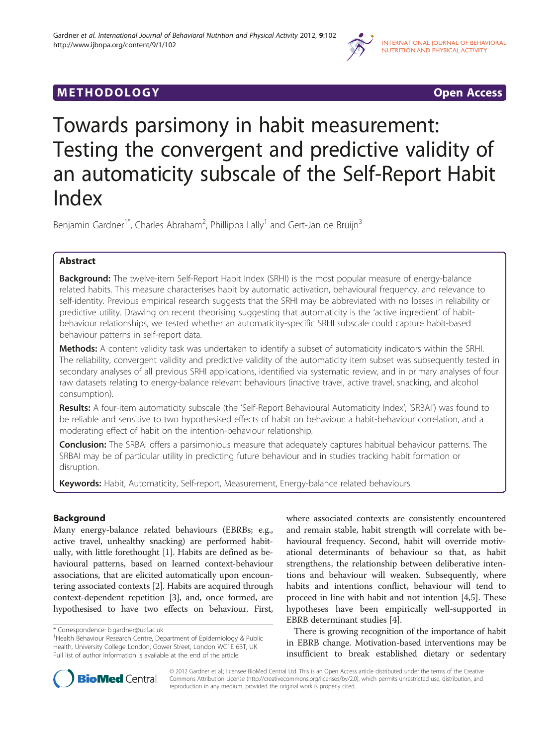METHODOLOGY Open Access

# Towards parsimony in habit measurement: Testing the convergent and predictive validity of an automaticity subscale of the Self-Report Habit Index

Benjamin Gardner[1*], Charles Abraham[2], Phillippa Lally[1] and Gert-Jan de Bruijn[3]

## Abstract

**Background:** The twelve-item Self-Report Habit Index (SRHI) is the most popular measure of energy-balance related habits. This measure characterises habit by automatic activation, behavioural frequency, and relevance to self-identity. Previous empirical research suggests that the SRHI may be abbreviated with no losses in reliability or predictive utility. Drawing on recent theorising suggesting that automaticity is the 'active ingredient' of habit-behaviour relationships, we tested whether an automaticity-specific SRHI subscale could capture habit-based behaviour patterns in self-report data.

**Methods:** A content validity task was undertaken to identify a subset of automaticity indicators within the SRHI. The reliability, convergent validity and predictive validity of the automaticity item subset was subsequently tested in secondary analyses of all previous SRHI applications, identified via systematic review, and in primary analyses of four raw datasets relating to energy-balance relevant behaviours (inactive travel, active travel, snacking, and alcohol consumption).

**Results:** A four-item automaticity subscale (the 'Self-Report Behavioural Automaticity Index'; 'SRBAI') was found to be reliable and sensitive to two hypothesised effects of habit on behaviour: a habit-behaviour correlation, and a moderating effect of habit on the intention-behaviour relationship.

**Conclusion:** The SRBAI offers a parsimonious measure that adequately captures habitual behaviour patterns. The SRBAI may be of particular utility in predicting future behaviour and in studies tracking habit formation or disruption.

**Keywords:** Habit, Automaticity, Self-report, Measurement, Energy-balance related behaviours

## Background

Many energy-balance related behaviours (EBRBs; e.g., active travel, unhealthy snacking) are performed habitually, with little forethought [1]. Habits are defined as behavioural patterns, based on learned context-behaviour associations, that are elicited automatically upon encountering associated contexts [2]. Habits are acquired through context-dependent repetition [3], and, once formed, are hypothesised to have two effects on behaviour. First, where associated contexts are consistently encountered and remain stable, habit strength will correlate with behavioural frequency. Second, habit will override motivational determinants of behaviour so that, as habit strengthens, the relationship between deliberative intentions and behaviour will weaken. Subsequently, where habits and intentions conflict, behaviour will tend to proceed in line with habit and not intention [4,5]. These hypotheses have been empirically well-supported in EBRB determinant studies [4].

There is growing recognition of the importance of habit in EBRB change. Motivation-based interventions may be insufficient to break established dietary or sedentary

\* Correspondence: b.gardner@ucl.ac.uk

[1]Health Behaviour Research Centre, Department of Epidemiology & Public Health, University College London, Gower Street, London WC1E 6BT, UK

Full list of author information is available at the end of the article

© 2012 Gardner et al.; licensee BioMed Central Ltd. This is an Open Access article distributed under the terms of the Creative Commons Attribution License (http://creativecommons.org/licenses/by/2.0), which permits unrestricted use, distribution, and reproduction in any medium, provided the original work is properly cited.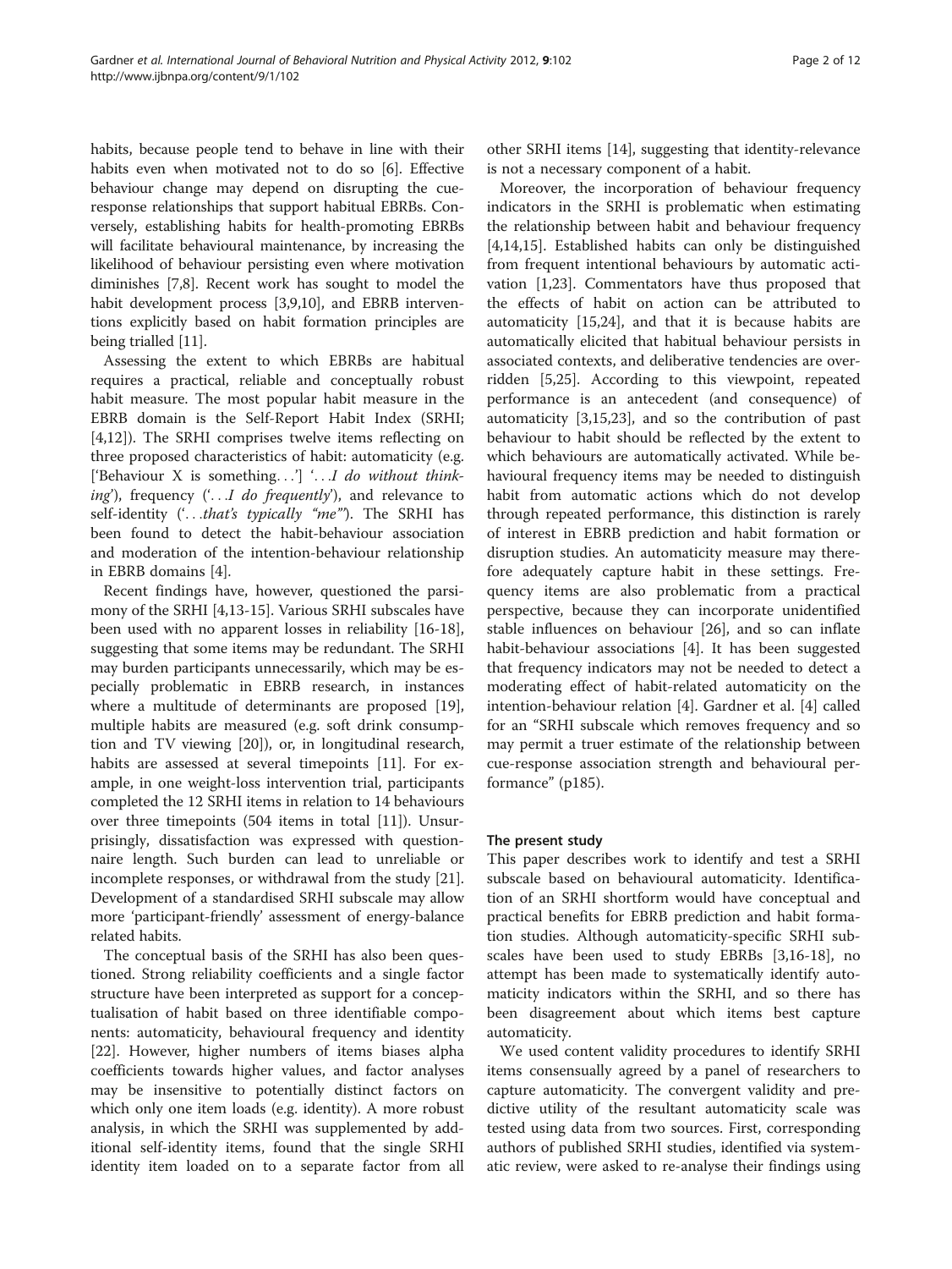habits, because people tend to behave in line with their habits even when motivated not to do so [6]. Effective behaviour change may depend on disrupting the cue-response relationships that support habitual EBRBs. Conversely, establishing habits for health-promoting EBRBs will facilitate behavioural maintenance, by increasing the likelihood of behaviour persisting even where motivation diminishes [7,8]. Recent work has sought to model the habit development process [3,9,10], and EBRB interventions explicitly based on habit formation principles are being trialled [11].

Assessing the extent to which EBRBs are habitual requires a practical, reliable and conceptually robust habit measure. The most popular habit measure in the EBRB domain is the Self-Report Habit Index (SRHI; [4,12]). The SRHI comprises twelve items reflecting on three proposed characteristics of habit: automaticity (e.g. ['Behaviour X is something…'] '…*I do without thinking*'), frequency ('…*I do frequently*'), and relevance to self-identity ('…*that's typically "me"*'). The SRHI has been found to detect the habit-behaviour association and moderation of the intention-behaviour relationship in EBRB domains [4].

Recent findings have, however, questioned the parsimony of the SRHI [4,13-15]. Various SRHI subscales have been used with no apparent losses in reliability [16-18], suggesting that some items may be redundant. The SRHI may burden participants unnecessarily, which may be especially problematic in EBRB research, in instances where a multitude of determinants are proposed [19], multiple habits are measured (e.g. soft drink consumption and TV viewing [20]), or, in longitudinal research, habits are assessed at several timepoints [11]. For example, in one weight-loss intervention trial, participants completed the 12 SRHI items in relation to 14 behaviours over three timepoints (504 items in total [11]). Unsurprisingly, dissatisfaction was expressed with questionnaire length. Such burden can lead to unreliable or incomplete responses, or withdrawal from the study [21]. Development of a standardised SRHI subscale may allow more 'participant-friendly' assessment of energy-balance related habits.

The conceptual basis of the SRHI has also been questioned. Strong reliability coefficients and a single factor structure have been interpreted as support for a conceptualisation of habit based on three identifiable components: automaticity, behavioural frequency and identity [22]. However, higher numbers of items biases alpha coefficients towards higher values, and factor analyses may be insensitive to potentially distinct factors on which only one item loads (e.g. identity). A more robust analysis, in which the SRHI was supplemented by additional self-identity items, found that the single SRHI identity item loaded on to a separate factor from all other SRHI items [14], suggesting that identity-relevance is not a necessary component of a habit.

Moreover, the incorporation of behaviour frequency indicators in the SRHI is problematic when estimating the relationship between habit and behaviour frequency [4,14,15]. Established habits can only be distinguished from frequent intentional behaviours by automatic activation [1,23]. Commentators have thus proposed that the effects of habit on action can be attributed to automaticity [15,24], and that it is because habits are automatically elicited that habitual behaviour persists in associated contexts, and deliberative tendencies are overridden [5,25]. According to this viewpoint, repeated performance is an antecedent (and consequence) of automaticity [3,15,23], and so the contribution of past behaviour to habit should be reflected by the extent to which behaviours are automatically activated. While behavioural frequency items may be needed to distinguish habit from automatic actions which do not develop through repeated performance, this distinction is rarely of interest in EBRB prediction and habit formation or disruption studies. An automaticity measure may therefore adequately capture habit in these settings. Frequency items are also problematic from a practical perspective, because they can incorporate unidentified stable influences on behaviour [26], and so can inflate habit-behaviour associations [4]. It has been suggested that frequency indicators may not be needed to detect a moderating effect of habit-related automaticity on the intention-behaviour relation [4]. Gardner et al. [4] called for an "SRHI subscale which removes frequency and so may permit a truer estimate of the relationship between cue-response association strength and behavioural performance" (p185).

### The present study

This paper describes work to identify and test a SRHI subscale based on behavioural automaticity. Identification of an SRHI shortform would have conceptual and practical benefits for EBRB prediction and habit formation studies. Although automaticity-specific SRHI subscales have been used to study EBRBs [3,16-18], no attempt has been made to systematically identify automaticity indicators within the SRHI, and so there has been disagreement about which items best capture automaticity.

We used content validity procedures to identify SRHI items consensually agreed by a panel of researchers to capture automaticity. The convergent validity and predictive utility of the resultant automaticity scale was tested using data from two sources. First, corresponding authors of published SRHI studies, identified via systematic review, were asked to re-analyse their findings using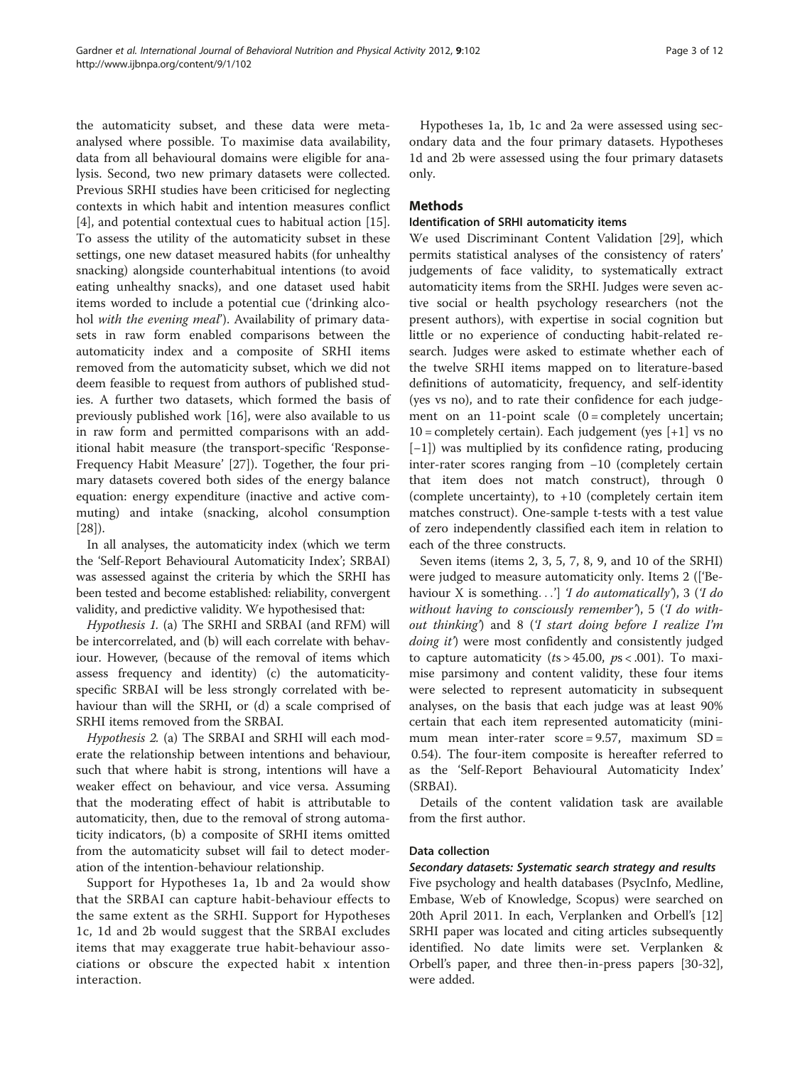the automaticity subset, and these data were meta-analysed where possible. To maximise data availability, data from all behavioural domains were eligible for analysis. Second, two new primary datasets were collected. Previous SRHI studies have been criticised for neglecting contexts in which habit and intention measures conflict [4], and potential contextual cues to habitual action [15]. To assess the utility of the automaticity subset in these settings, one new dataset measured habits (for unhealthy snacking) alongside counterhabitual intentions (to avoid eating unhealthy snacks), and one dataset used habit items worded to include a potential cue ('drinking alcohol *with the evening meal*'). Availability of primary datasets in raw form enabled comparisons between the automaticity index and a composite of SRHI items removed from the automaticity subset, which we did not deem feasible to request from authors of published studies. A further two datasets, which formed the basis of previously published work [16], were also available to us in raw form and permitted comparisons with an additional habit measure (the transport-specific 'Response-Frequency Habit Measure' [27]). Together, the four primary datasets covered both sides of the energy balance equation: energy expenditure (inactive and active commuting) and intake (snacking, alcohol consumption [28]).

In all analyses, the automaticity index (which we term the 'Self-Report Behavioural Automaticity Index'; SRBAI) was assessed against the criteria by which the SRHI has been tested and become established: reliability, convergent validity, and predictive validity. We hypothesised that:

*Hypothesis 1.* (a) The SRHI and SRBAI (and RFM) will be intercorrelated, and (b) will each correlate with behaviour. However, (because of the removal of items which assess frequency and identity) (c) the automaticity-specific SRBAI will be less strongly correlated with behaviour than will the SRHI, or (d) a scale comprised of SRHI items removed from the SRBAI.

*Hypothesis 2.* (a) The SRBAI and SRHI will each moderate the relationship between intentions and behaviour, such that where habit is strong, intentions will have a weaker effect on behaviour, and vice versa. Assuming that the moderating effect of habit is attributable to automaticity, then, due to the removal of strong automaticity indicators, (b) a composite of SRHI items omitted from the automaticity subset will fail to detect moderation of the intention-behaviour relationship.

Support for Hypotheses 1a, 1b and 2a would show that the SRBAI can capture habit-behaviour effects to the same extent as the SRHI. Support for Hypotheses 1c, 1d and 2b would suggest that the SRBAI excludes items that may exaggerate true habit-behaviour associations or obscure the expected habit x intention interaction.

Hypotheses 1a, 1b, 1c and 2a were assessed using secondary data and the four primary datasets. Hypotheses 1d and 2b were assessed using the four primary datasets only.

## Methods

### Identification of SRHI automaticity items

We used Discriminant Content Validation [29], which permits statistical analyses of the consistency of raters' judgements of face validity, to systematically extract automaticity items from the SRHI. Judges were seven active social or health psychology researchers (not the present authors), with expertise in social cognition but little or no experience of conducting habit-related research. Judges were asked to estimate whether each of the twelve SRHI items mapped on to literature-based definitions of automaticity, frequency, and self-identity (yes vs no), and to rate their confidence for each judgement on an 11-point scale (0 = completely uncertain; 10 = completely certain). Each judgement (yes [+1] vs no [−1]) was multiplied by its confidence rating, producing inter-rater scores ranging from −10 (completely certain that item does not match construct), through 0 (complete uncertainty), to +10 (completely certain item matches construct). One-sample t-tests with a test value of zero independently classified each item in relation to each of the three constructs.

Seven items (items 2, 3, 5, 7, 8, 9, and 10 of the SRHI) were judged to measure automaticity only. Items 2 (['Behaviour X is something…'] *'I do automatically'*), 3 (*'I do without having to consciously remember'*), 5 (*'I do without thinking'*) and 8 (*'I start doing before I realize I'm doing it'*) were most confidently and consistently judged to capture automaticity ($ts > 45.00$, $ps < .001$). To maximise parsimony and content validity, these four items were selected to represent automaticity in subsequent analyses, on the basis that each judge was at least 90% certain that each item represented automaticity (minimum mean inter-rater score = 9.57, maximum SD = 0.54). The four-item composite is hereafter referred to as the 'Self-Report Behavioural Automaticity Index' (SRBAI).

Details of the content validation task are available from the first author.

### Data collection

#### *Secondary datasets: Systematic search strategy and results*

Five psychology and health databases (PsycInfo, Medline, Embase, Web of Knowledge, Scopus) were searched on 20th April 2011. In each, Verplanken and Orbell's [12] SRHI paper was located and citing articles subsequently identified. No date limits were set. Verplanken & Orbell's paper, and three then-in-press papers [30-32], were added.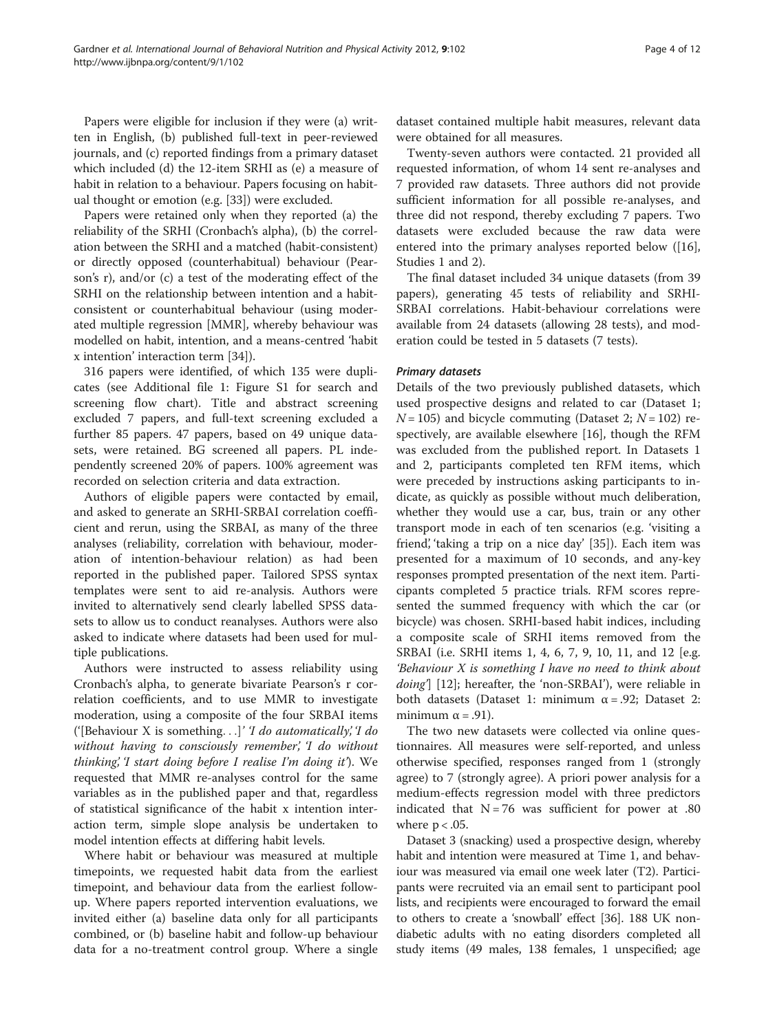Papers were eligible for inclusion if they were (a) written in English, (b) published full-text in peer-reviewed journals, and (c) reported findings from a primary dataset which included (d) the 12-item SRHI as (e) a measure of habit in relation to a behaviour. Papers focusing on habitual thought or emotion (e.g. [33]) were excluded.

Papers were retained only when they reported (a) the reliability of the SRHI (Cronbach's alpha), (b) the correlation between the SRHI and a matched (habit-consistent) or directly opposed (counterhabitual) behaviour (Pearson's r), and/or (c) a test of the moderating effect of the SRHI on the relationship between intention and a habit-consistent or counterhabitual behaviour (using moderated multiple regression [MMR], whereby behaviour was modelled on habit, intention, and a means-centred 'habit x intention' interaction term [34]).

316 papers were identified, of which 135 were duplicates (see Additional file 1: Figure S1 for search and screening flow chart). Title and abstract screening excluded 7 papers, and full-text screening excluded a further 85 papers. 47 papers, based on 49 unique datasets, were retained. BG screened all papers. PL independently screened 20% of papers. 100% agreement was recorded on selection criteria and data extraction.

Authors of eligible papers were contacted by email, and asked to generate an SRHI-SRBAI correlation coefficient and rerun, using the SRBAI, as many of the three analyses (reliability, correlation with behaviour, moderation of intention-behaviour relation) as had been reported in the published paper. Tailored SPSS syntax templates were sent to aid re-analysis. Authors were invited to alternatively send clearly labelled SPSS datasets to allow us to conduct reanalyses. Authors were also asked to indicate where datasets had been used for multiple publications.

Authors were instructed to assess reliability using Cronbach's alpha, to generate bivariate Pearson's r correlation coefficients, and to use MMR to investigate moderation, using a composite of the four SRBAI items ('[Behaviour X is something…]' *'I do automatically', 'I do without having to consciously remember', 'I do without thinking', 'I start doing before I realise I'm doing it'*). We requested that MMR re-analyses control for the same variables as in the published paper and that, regardless of statistical significance of the habit x intention interaction term, simple slope analysis be undertaken to model intention effects at differing habit levels.

Where habit or behaviour was measured at multiple timepoints, we requested habit data from the earliest timepoint, and behaviour data from the earliest follow-up. Where papers reported intervention evaluations, we invited either (a) baseline data only for all participants combined, or (b) baseline habit and follow-up behaviour data for a no-treatment control group. Where a single dataset contained multiple habit measures, relevant data were obtained for all measures.

Twenty-seven authors were contacted. 21 provided all requested information, of whom 14 sent re-analyses and 7 provided raw datasets. Three authors did not provide sufficient information for all possible re-analyses, and three did not respond, thereby excluding 7 papers. Two datasets were excluded because the raw data were entered into the primary analyses reported below ([16], Studies 1 and 2).

The final dataset included 34 unique datasets (from 39 papers), generating 45 tests of reliability and SRHI-SRBAI correlations. Habit-behaviour correlations were available from 24 datasets (allowing 28 tests), and moderation could be tested in 5 datasets (7 tests).

### *Primary datasets*

Details of the two previously published datasets, which used prospective designs and related to car (Dataset 1; $N = 105$) and bicycle commuting (Dataset 2; $N = 102$) respectively, are available elsewhere [16], though the RFM was excluded from the published report. In Datasets 1 and 2, participants completed ten RFM items, which were preceded by instructions asking participants to indicate, as quickly as possible without much deliberation, whether they would use a car, bus, train or any other transport mode in each of ten scenarios (e.g. 'visiting a friend', 'taking a trip on a nice day' [35]). Each item was presented for a maximum of 10 seconds, and any-key responses prompted presentation of the next item. Participants completed 5 practice trials. RFM scores represented the summed frequency with which the car (or bicycle) was chosen. SRHI-based habit indices, including a composite scale of SRHI items removed from the SRBAI (i.e. SRHI items 1, 4, 6, 7, 9, 10, 11, and 12 [e.g. *'Behaviour X is something I have no need to think about doing'*] [12]; hereafter, the 'non-SRBAI'), were reliable in both datasets (Dataset 1: minimum $\alpha = .92$; Dataset 2: minimum $\alpha = .91$).

The two new datasets were collected via online questionnaires. All measures were self-reported, and unless otherwise specified, responses ranged from 1 (strongly agree) to 7 (strongly agree). A priori power analysis for a medium-effects regression model with three predictors indicated that $N = 76$ was sufficient for power at .80 where $p < .05$.

Dataset 3 (snacking) used a prospective design, whereby habit and intention were measured at Time 1, and behaviour was measured via email one week later (T2). Participants were recruited via an email sent to participant pool lists, and recipients were encouraged to forward the email to others to create a 'snowball' effect [36]. 188 UK non-diabetic adults with no eating disorders completed all study items (49 males, 138 females, 1 unspecified; age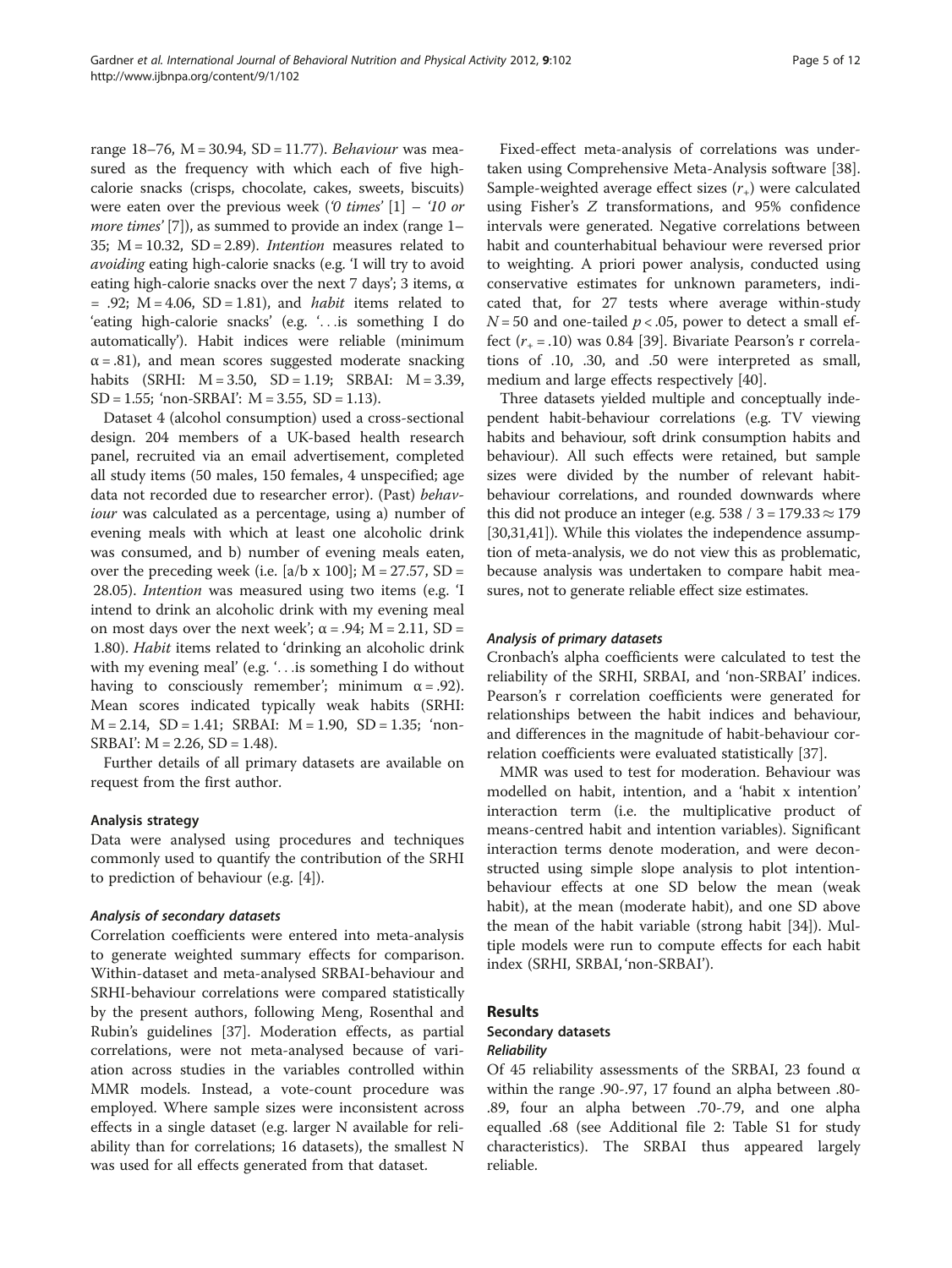range 18–76, M = 30.94, SD = 11.77). *Behaviour* was measured as the frequency with which each of five high-calorie snacks (crisps, chocolate, cakes, sweets, biscuits) were eaten over the previous week (*'0 times'* [1] – *'10 or more times'* [7]), as summed to provide an index (range 1–35; M = 10.32, SD = 2.89). *Intention* measures related to *avoiding* eating high-calorie snacks (e.g. 'I will try to avoid eating high-calorie snacks over the next 7 days'; 3 items, α = .92; M = 4.06, SD = 1.81), and *habit* items related to 'eating high-calorie snacks' (e.g. '. . .is something I do automatically'). Habit indices were reliable (minimum α = .81), and mean scores suggested moderate snacking habits (SRHI: M = 3.50, SD = 1.19; SRBAI: M = 3.39, SD = 1.55; 'non-SRBAI': M = 3.55, SD = 1.13).

Dataset 4 (alcohol consumption) used a cross-sectional design. 204 members of a UK-based health research panel, recruited via an email advertisement, completed all study items (50 males, 150 females, 4 unspecified; age data not recorded due to researcher error). (Past) *behaviour* was calculated as a percentage, using a) number of evening meals with which at least one alcoholic drink was consumed, and b) number of evening meals eaten, over the preceding week (i.e. [a/b x 100]; M = 27.57, SD = 28.05). *Intention* was measured using two items (e.g. 'I intend to drink an alcoholic drink with my evening meal on most days over the next week'; α = .94; M = 2.11, SD = 1.80). *Habit* items related to 'drinking an alcoholic drink with my evening meal' (e.g. '. . .is something I do without having to consciously remember'; minimum α = .92). Mean scores indicated typically weak habits (SRHI: M = 2.14, SD = 1.41; SRBAI: M = 1.90, SD = 1.35; 'non-SRBAI': M = 2.26, SD = 1.48).

Further details of all primary datasets are available on request from the first author.

### Analysis strategy

Data were analysed using procedures and techniques commonly used to quantify the contribution of the SRHI to prediction of behaviour (e.g. [4]).

#### *Analysis of secondary datasets*

Correlation coefficients were entered into meta-analysis to generate weighted summary effects for comparison. Within-dataset and meta-analysed SRBAI-behaviour and SRHI-behaviour correlations were compared statistically by the present authors, following Meng, Rosenthal and Rubin's guidelines [37]. Moderation effects, as partial correlations, were not meta-analysed because of variation across studies in the variables controlled within MMR models. Instead, a vote-count procedure was employed. Where sample sizes were inconsistent across effects in a single dataset (e.g. larger N available for reliability than for correlations; 16 datasets), the smallest N was used for all effects generated from that dataset.

Fixed-effect meta-analysis of correlations was undertaken using Comprehensive Meta-Analysis software [38]. Sample-weighted average effect sizes ($r_+$) were calculated using Fisher's *Z* transformations, and 95% confidence intervals were generated. Negative correlations between habit and counterhabitual behaviour were reversed prior to weighting. A priori power analysis, conducted using conservative estimates for unknown parameters, indicated that, for 27 tests where average within-study $N = 50$ and one-tailed $p < .05$, power to detect a small effect ($r_+ = .10$) was 0.84 [39]. Bivariate Pearson's r correlations of .10, .30, and .50 were interpreted as small, medium and large effects respectively [40].

Three datasets yielded multiple and conceptually independent habit-behaviour correlations (e.g. TV viewing habits and behaviour, soft drink consumption habits and behaviour). All such effects were retained, but sample sizes were divided by the number of relevant habit-behaviour correlations, and rounded downwards where this did not produce an integer (e.g. $538 / 3 = 179.33 \approx 179$ [30,31,41]). While this violates the independence assumption of meta-analysis, we do not view this as problematic, because analysis was undertaken to compare habit measures, not to generate reliable effect size estimates.

#### *Analysis of primary datasets*

Cronbach's alpha coefficients were calculated to test the reliability of the SRHI, SRBAI, and 'non-SRBAI' indices. Pearson's r correlation coefficients were generated for relationships between the habit indices and behaviour, and differences in the magnitude of habit-behaviour correlation coefficients were evaluated statistically [37].

MMR was used to test for moderation. Behaviour was modelled on habit, intention, and a 'habit x intention' interaction term (i.e. the multiplicative product of means-centred habit and intention variables). Significant interaction terms denote moderation, and were deconstructed using simple slope analysis to plot intention-behaviour effects at one SD below the mean (weak habit), at the mean (moderate habit), and one SD above the mean of the habit variable (strong habit [34]). Multiple models were run to compute effects for each habit index (SRHI, SRBAI, 'non-SRBAI').

## Results

### Secondary datasets

#### *Reliability*

Of 45 reliability assessments of the SRBAI, 23 found α within the range .90-.97, 17 found an alpha between .80-.89, four an alpha between .70-.79, and one alpha equalled .68 (see Additional file 2: Table S1 for study characteristics). The SRBAI thus appeared largely reliable.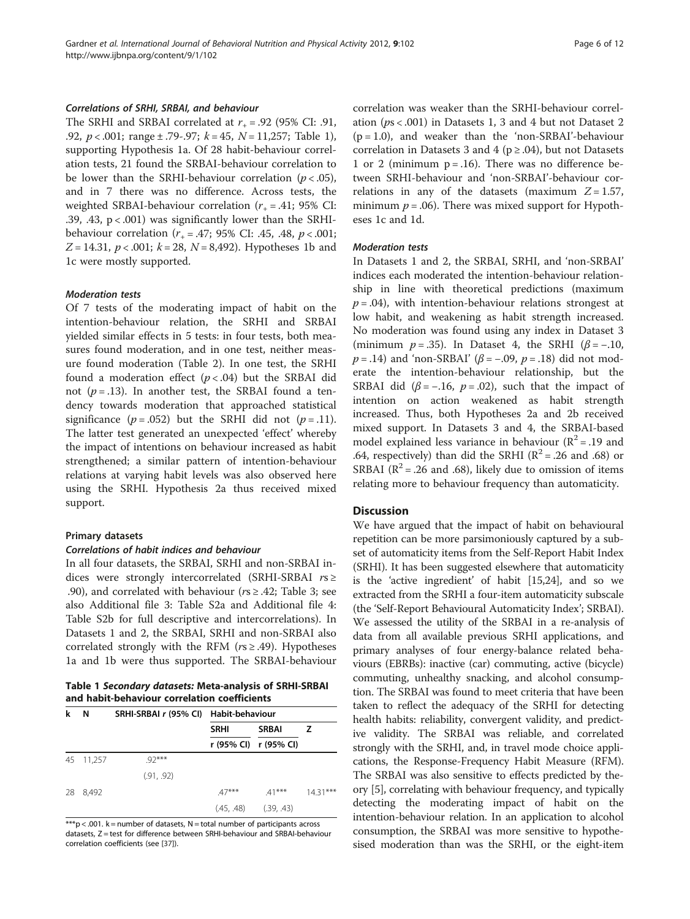#### *Correlations of SRHI, SRBAI, and behaviour*

The SRHI and SRBAI correlated at $r_+ = .92$ (95% CI: .91, .92, $p < .001$; range ± .79-.97; $k = 45$, $N = 11{,}257$; Table 1), supporting Hypothesis 1a. Of 28 habit-behaviour correlation tests, 21 found the SRBAI-behaviour correlation to be lower than the SRHI-behaviour correlation ($p < .05$), and in 7 there was no difference. Across tests, the weighted SRBAI-behaviour correlation ($r_+ = .41$; 95% CI: .39, .43, $p < .001$) was significantly lower than the SRHI-behaviour correlation ($r_+ = .47$; 95% CI: .45, .48, $p < .001$; $Z = 14.31$, $p < .001$; $k = 28$, $N = 8{,}492$). Hypotheses 1b and 1c were mostly supported.

#### *Moderation tests*

Of 7 tests of the moderating impact of habit on the intention-behaviour relation, the SRHI and SRBAI yielded similar effects in 5 tests: in four tests, both measures found moderation, and in one test, neither measure found moderation (Table 2). In one test, the SRHI found a moderation effect ($p < .04$) but the SRBAI did not ($p = .13$). In another test, the SRBAI found a tendency towards moderation that approached statistical significance ($p = .052$) but the SRHI did not ($p = .11$). The latter test generated an unexpected 'effect' whereby the impact of intentions on behaviour increased as habit strengthened; a similar pattern of intention-behaviour relations at varying habit levels was also observed here using the SRHI. Hypothesis 2a thus received mixed support.

### Primary datasets

#### *Correlations of habit indices and behaviour*

In all four datasets, the SRBAI, SRHI and non-SRBAI indices were strongly intercorrelated (SRHI-SRBAI $rs \geq .90$), and correlated with behaviour ($rs \geq .42$; Table 3; see also Additional file 3: Table S2a and Additional file 4: Table S2b for full descriptive and intercorrelations). In Datasets 1 and 2, the SRBAI, SRHI and non-SRBAI also correlated strongly with the RFM ($rs \geq .49$). Hypotheses 1a and 1b were thus supported. The SRBAI-behaviour correlation was weaker than the SRHI-behaviour correlation ($ps < .001$) in Datasets 1, 3 and 4 but not Dataset 2 ($p = 1.0$), and weaker than the 'non-SRBAI'-behaviour correlation in Datasets 3 and 4 ($p \geq .04$), but not Datasets 1 or 2 (minimum $p = .16$). There was no difference between SRHI-behaviour and 'non-SRBAI'-behaviour correlations in any of the datasets (maximum $Z = 1.57$, minimum $p = .06$). There was mixed support for Hypotheses 1c and 1d.

**Table 1** ***Secondary datasets:*** **Meta-analysis of SRHI-SRBAI and habit-behaviour correlation coefficients**

| k | N | SRHI-SRBAI r (95% CI) | Habit-behaviour | | |
|---|---|---|---|---|---|
| | | | SRHI | SRBAI | Z |
| | | | r (95% CI) | r (95% CI) | |
| 45 | 11,257 | .92*** (.91, .92) | | | |
| 28 | 8,492 | | .47*** (.45, .48) | .41*** (.39, .43) | 14.31*** |

***p < .001. k = number of datasets, N = total number of participants across datasets, Z = test for difference between SRHI-behaviour and SRBAI-behaviour correlation coefficients (see [37]).

#### *Moderation tests*

In Datasets 1 and 2, the SRBAI, SRHI, and 'non-SRBAI' indices each moderated the intention-behaviour relationship in line with theoretical predictions (maximum $p = .04$), with intention-behaviour relations strongest at low habit, and weakening as habit strength increased. No moderation was found using any index in Dataset 3 (minimum $p = .35$). In Dataset 4, the SRHI ($\beta = -.10$, $p = .14$) and 'non-SRBAI' ($\beta = -.09$, $p = .18$) did not moderate the intention-behaviour relationship, but the SRBAI did ($\beta = -.16$, $p = .02$), such that the impact of intention on action weakened as habit strength increased. Thus, both Hypotheses 2a and 2b received mixed support. In Datasets 3 and 4, the SRBAI-based model explained less variance in behaviour ($R^2 = .19$ and .64, respectively) than did the SRHI ($R^2 = .26$ and .68) or SRBAI ($R^2 = .26$ and .68), likely due to omission of items relating more to behaviour frequency than automaticity.

## Discussion

We have argued that the impact of habit on behavioural repetition can be more parsimoniously captured by a subset of automaticity items from the Self-Report Habit Index (SRHI). It has been suggested elsewhere that automaticity is the 'active ingredient' of habit [15,24], and so we extracted from the SRHI a four-item automaticity subscale (the 'Self-Report Behavioural Automaticity Index'; SRBAI). We assessed the utility of the SRBAI in a re-analysis of data from all available previous SRHI applications, and primary analyses of four energy-balance related behaviours (EBRBs): inactive (car) commuting, active (bicycle) commuting, unhealthy snacking, and alcohol consumption. The SRBAI was found to meet criteria that have been taken to reflect the adequacy of the SRHI for detecting health habits: reliability, convergent validity, and predictive validity. The SRBAI was reliable, and correlated strongly with the SRHI, and, in travel mode choice applications, the Response-Frequency Habit Measure (RFM). The SRBAI was also sensitive to effects predicted by theory [5], correlating with behaviour frequency, and typically detecting the moderating impact of habit on the intention-behaviour relation. In an application to alcohol consumption, the SRBAI was more sensitive to hypothesised moderation than was the SRHI, or the eight-item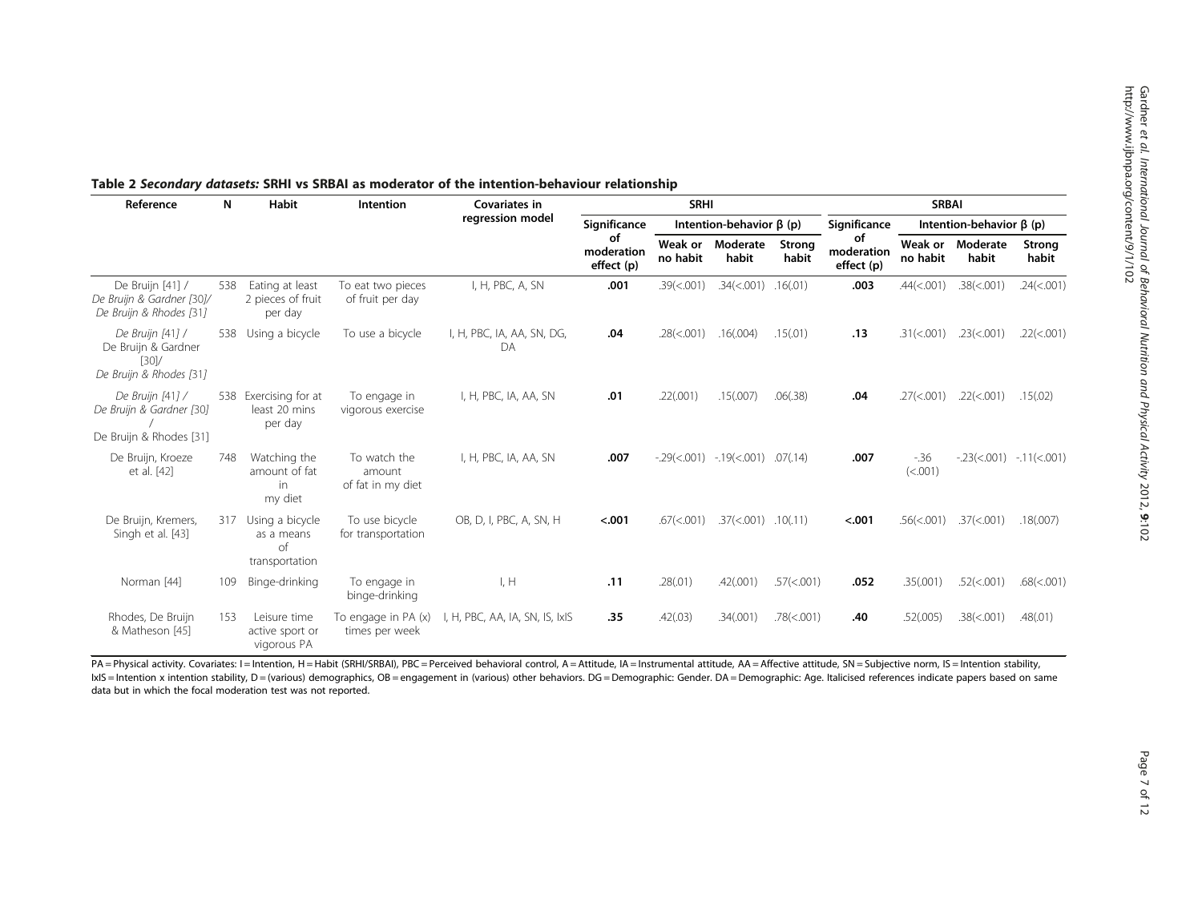**Table 2 *Secondary datasets:* SRHI vs SRBAI as moderator of the intention-behaviour relationship**

| Reference | N | Habit | Intention | Covariates in regression model | SRHI | | | | SRBAI | | | |
|---|---|---|---|---|---|---|---|---|---|---|---|---|
| | | | | | Significance of moderation effect (p) | Intention-behavior β (p) | | | Significance of moderation effect (p) | Intention-behavior β (p) | | |
| | | | | | | Weak or no habit | Moderate habit | Strong habit | | Weak or no habit | Moderate habit | Strong habit |
| De Bruijn [41] / *De Bruijn & Gardner [30]/ De Bruijn & Rhodes [31]* | 538 | Eating at least 2 pieces of fruit per day | To eat two pieces of fruit per day | I, H, PBC, A, SN | **.001** | .39(<.001) | .34(<.001) | .16(.01) | **.003** | .44(<.001) | .38(<.001) | .24(<.001) |
| *De Bruijn [41] /* De Bruijn & Gardner [30]/ *De Bruijn & Rhodes [31]* | 538 | Using a bicycle | To use a bicycle | I, H, PBC, IA, AA, SN, DG, DA | **.04** | .28(<.001) | .16(.004) | .15(.01) | **.13** | .31(<.001) | .23(<.001) | .22(<.001) |
| *De Bruijn [41] / De Bruijn & Gardner [30] /* De Bruijn & Rhodes [31] | 538 | Exercising for at least 20 mins per day | To engage in vigorous exercise | I, H, PBC, IA, AA, SN | **.01** | .22(.001) | .15(.007) | .06(.38) | **.04** | .27(<.001) | .22(<.001) | .15(.02) |
| De Bruijn, Kroeze et al. [42] | 748 | Watching the amount of fat in my diet | To watch the amount of fat in my diet | I, H, PBC, IA, AA, SN | **.007** | -.29(<.001) | -.19(<.001) | .07(.14) | **.007** | -.36 (<.001) | -.23(<.001) | -.11(<.001) |
| De Bruijn, Kremers, Singh et al. [43] | 317 | Using a bicycle as a means of transportation | To use bicycle for transportation | OB, D, I, PBC, A, SN, H | **<.001** | .67(<.001) | .37(<.001) | .10(.11) | **<.001** | .56(<.001) | .37(<.001) | .18(.007) |
| Norman [44] | 109 | Binge-drinking | To engage in binge-drinking | I, H | **.11** | .28(.01) | .42(.001) | .57(<.001) | **.052** | .35(.001) | .52(<.001) | .68(<.001) |
| Rhodes, De Bruijn & Matheson [45] | 153 | Leisure time active sport or vigorous PA | To engage in PA (x) times per week | I, H, PBC, AA, IA, SN, IS, IxIS | **.35** | .42(.03) | .34(.001) | .78(<.001) | **.40** | .52(.005) | .38(<.001) | .48(.01) |

PA = Physical activity. Covariates: I = Intention, H = Habit (SRHI/SRBAI), PBC = Perceived behavioral control, A = Attitude, IA = Instrumental attitude, AA = Affective attitude, SN = Subjective norm, IS = Intention stability, IxIS = Intention x intention stability, D = (various) demographics, OB = engagement in (various) other behaviors. DG = Demographic: Gender. DA = Demographic: Age. Italicised references indicate papers based on same data but in which the focal moderation test was not reported.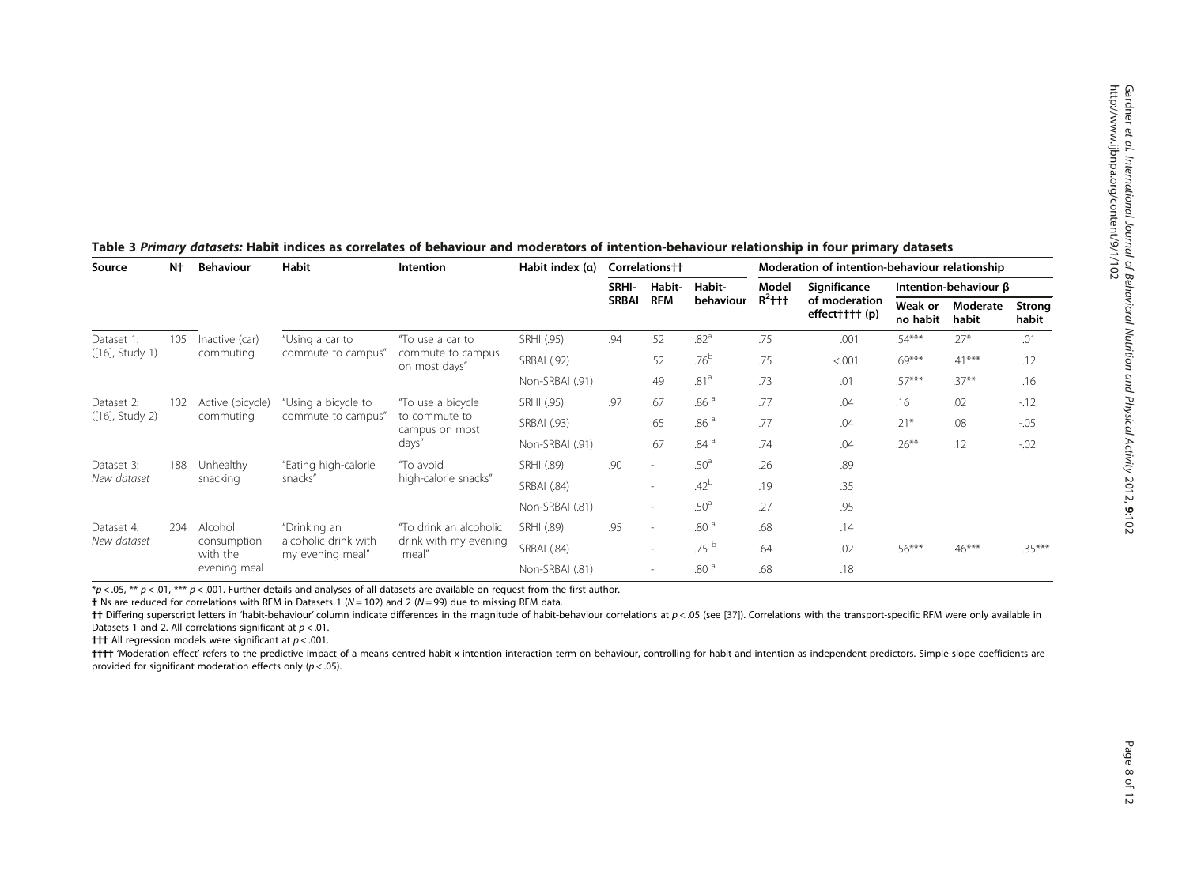**Table 3 *Primary datasets:* Habit indices as correlates of behaviour and moderators of intention-behaviour relationship in four primary datasets**

| Source | N† | Behaviour | Habit | Intention | Habit index (α) | Correlations†† | | | Moderation of intention-behaviour relationship | | | | |
|---|---|---|---|---|---|---|---|---|---|---|---|---|---|
| | | | | | | SRHI-SRBAI | Habit-RFM | Habit-behaviour | Model $R^2$††† | Significance of moderation effect†††† (p) | Intention-behaviour β | | |
| | | | | | | | | | | | Weak or no habit | Moderate habit | Strong habit |
| Dataset 1: ([16], Study 1) | 105 | Inactive (car) commuting | "Using a car to commute to campus" | "To use a car to commute to campus on most days" | SRHI (.95) | .94 | .52 | .82[a] | .75 | .001 | .54*** | .27* | .01 |
| | | | | | SRBAI (.92) | | .52 | .76[b] | .75 | <.001 | .69*** | .41*** | .12 |
| | | | | | Non-SRBAI (.91) | | .49 | .81[a] | .73 | .01 | .57*** | .37** | .16 |
| Dataset 2: ([16], Study 2) | 102 | Active (bicycle) commuting | "Using a bicycle to commute to campus" | "To use a bicycle to commute to campus on most days" | SRHI (.95) | .97 | .67 | .86[a] | .77 | .04 | .16 | .02 | -.12 |
| | | | | | SRBAI (.93) | | .65 | .86[a] | .77 | .04 | .21* | .08 | -.05 |
| | | | | | Non-SRBAI (.91) | | .67 | .84[a] | .74 | .04 | .26** | .12 | -.02 |
| Dataset 3: *New dataset* | 188 | Unhealthy snacking | "Eating high-calorie snacks" | "To avoid high-calorie snacks" | SRHI (.89) | .90 | - | .50[a] | .26 | .89 | | | |
| | | | | | SRBAI (.84) | | - | .42[b] | .19 | .35 | | | |
| | | | | | Non-SRBAI (.81) | | - | .50[a] | .27 | .95 | | | |
| Dataset 4: *New dataset* | 204 | Alcohol consumption with the evening meal | "Drinking an alcoholic drink with my evening meal" | "To drink an alcoholic drink with my evening meal" | SRHI (.89) | .95 | - | .80[a] | .68 | .14 | | | |
| | | | | | SRBAI (.84) | | - | .75[b] | .64 | .02 | .56*** | .46*** | .35*** |
| | | | | | Non-SRBAI (.81) | | - | .80[a] | .68 | .18 | | | |

*$p < .05$, ** $p < .01$, *** $p < .001$. Further details and analyses of all datasets are available on request from the first author.

† Ns are reduced for correlations with RFM in Datasets 1 ($N = 102$) and 2 ($N = 99$) due to missing RFM data.

†† Differing superscript letters in 'habit-behaviour' column indicate differences in the magnitude of habit-behaviour correlations at $p < .05$ (see [37]). Correlations with the transport-specific RFM were only available in Datasets 1 and 2. All correlations significant at $p < .01$.

††† All regression models were significant at $p < .001$.

†††† 'Moderation effect' refers to the predictive impact of a means-centred habit x intention interaction term on behaviour, controlling for habit and intention as independent predictors. Simple slope coefficients are provided for significant moderation effects only ($p < .05$).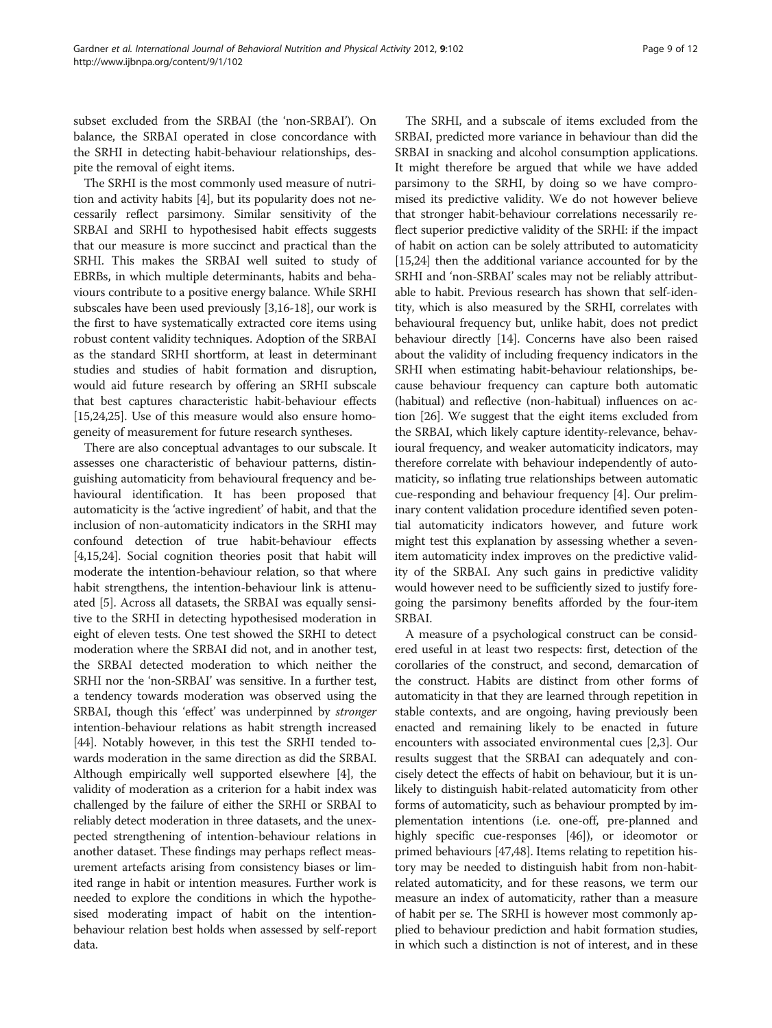subset excluded from the SRBAI (the 'non-SRBAI'). On balance, the SRBAI operated in close concordance with the SRHI in detecting habit-behaviour relationships, despite the removal of eight items.

The SRHI is the most commonly used measure of nutrition and activity habits [4], but its popularity does not necessarily reflect parsimony. Similar sensitivity of the SRBAI and SRHI to hypothesised habit effects suggests that our measure is more succinct and practical than the SRHI. This makes the SRBAI well suited to study of EBRBs, in which multiple determinants, habits and behaviours contribute to a positive energy balance. While SRHI subscales have been used previously [3,16-18], our work is the first to have systematically extracted core items using robust content validity techniques. Adoption of the SRBAI as the standard SRHI shortform, at least in determinant studies and studies of habit formation and disruption, would aid future research by offering an SRHI subscale that best captures characteristic habit-behaviour effects [15,24,25]. Use of this measure would also ensure homogeneity of measurement for future research syntheses.

There are also conceptual advantages to our subscale. It assesses one characteristic of behaviour patterns, distinguishing automaticity from behavioural frequency and behavioural identification. It has been proposed that automaticity is the 'active ingredient' of habit, and that the inclusion of non-automaticity indicators in the SRHI may confound detection of true habit-behaviour effects [4,15,24]. Social cognition theories posit that habit will moderate the intention-behaviour relation, so that where habit strengthens, the intention-behaviour link is attenuated [5]. Across all datasets, the SRBAI was equally sensitive to the SRHI in detecting hypothesised moderation in eight of eleven tests. One test showed the SRHI to detect moderation where the SRBAI did not, and in another test, the SRBAI detected moderation to which neither the SRHI nor the 'non-SRBAI' was sensitive. In a further test, a tendency towards moderation was observed using the SRBAI, though this 'effect' was underpinned by *stronger* intention-behaviour relations as habit strength increased [44]. Notably however, in this test the SRHI tended towards moderation in the same direction as did the SRBAI. Although empirically well supported elsewhere [4], the validity of moderation as a criterion for a habit index was challenged by the failure of either the SRHI or SRBAI to reliably detect moderation in three datasets, and the unexpected strengthening of intention-behaviour relations in another dataset. These findings may perhaps reflect measurement artefacts arising from consistency biases or limited range in habit or intention measures. Further work is needed to explore the conditions in which the hypothesised moderating impact of habit on the intention-behaviour relation best holds when assessed by self-report data.

The SRHI, and a subscale of items excluded from the SRBAI, predicted more variance in behaviour than did the SRBAI in snacking and alcohol consumption applications. It might therefore be argued that while we have added parsimony to the SRHI, by doing so we have compromised its predictive validity. We do not however believe that stronger habit-behaviour correlations necessarily reflect superior predictive validity of the SRHI: if the impact of habit on action can be solely attributed to automaticity [15,24] then the additional variance accounted for by the SRHI and 'non-SRBAI' scales may not be reliably attributable to habit. Previous research has shown that self-identity, which is also measured by the SRHI, correlates with behavioural frequency but, unlike habit, does not predict behaviour directly [14]. Concerns have also been raised about the validity of including frequency indicators in the SRHI when estimating habit-behaviour relationships, because behaviour frequency can capture both automatic (habitual) and reflective (non-habitual) influences on action [26]. We suggest that the eight items excluded from the SRBAI, which likely capture identity-relevance, behavioural frequency, and weaker automaticity indicators, may therefore correlate with behaviour independently of automaticity, so inflating true relationships between automatic cue-responding and behaviour frequency [4]. Our preliminary content validation procedure identified seven potential automaticity indicators however, and future work might test this explanation by assessing whether a seven-item automaticity index improves on the predictive validity of the SRBAI. Any such gains in predictive validity would however need to be sufficiently sized to justify foregoing the parsimony benefits afforded by the four-item SRBAI.

A measure of a psychological construct can be considered useful in at least two respects: first, detection of the corollaries of the construct, and second, demarcation of the construct. Habits are distinct from other forms of automaticity in that they are learned through repetition in stable contexts, and are ongoing, having previously been enacted and remaining likely to be enacted in future encounters with associated environmental cues [2,3]. Our results suggest that the SRBAI can adequately and concisely detect the effects of habit on behaviour, but it is unlikely to distinguish habit-related automaticity from other forms of automaticity, such as behaviour prompted by implementation intentions (i.e. one-off, pre-planned and highly specific cue-responses [46]), or ideomotor or primed behaviours [47,48]. Items relating to repetition history may be needed to distinguish habit from non-habit-related automaticity, and for these reasons, we term our measure an index of automaticity, rather than a measure of habit per se. The SRHI is however most commonly applied to behaviour prediction and habit formation studies, in which such a distinction is not of interest, and in these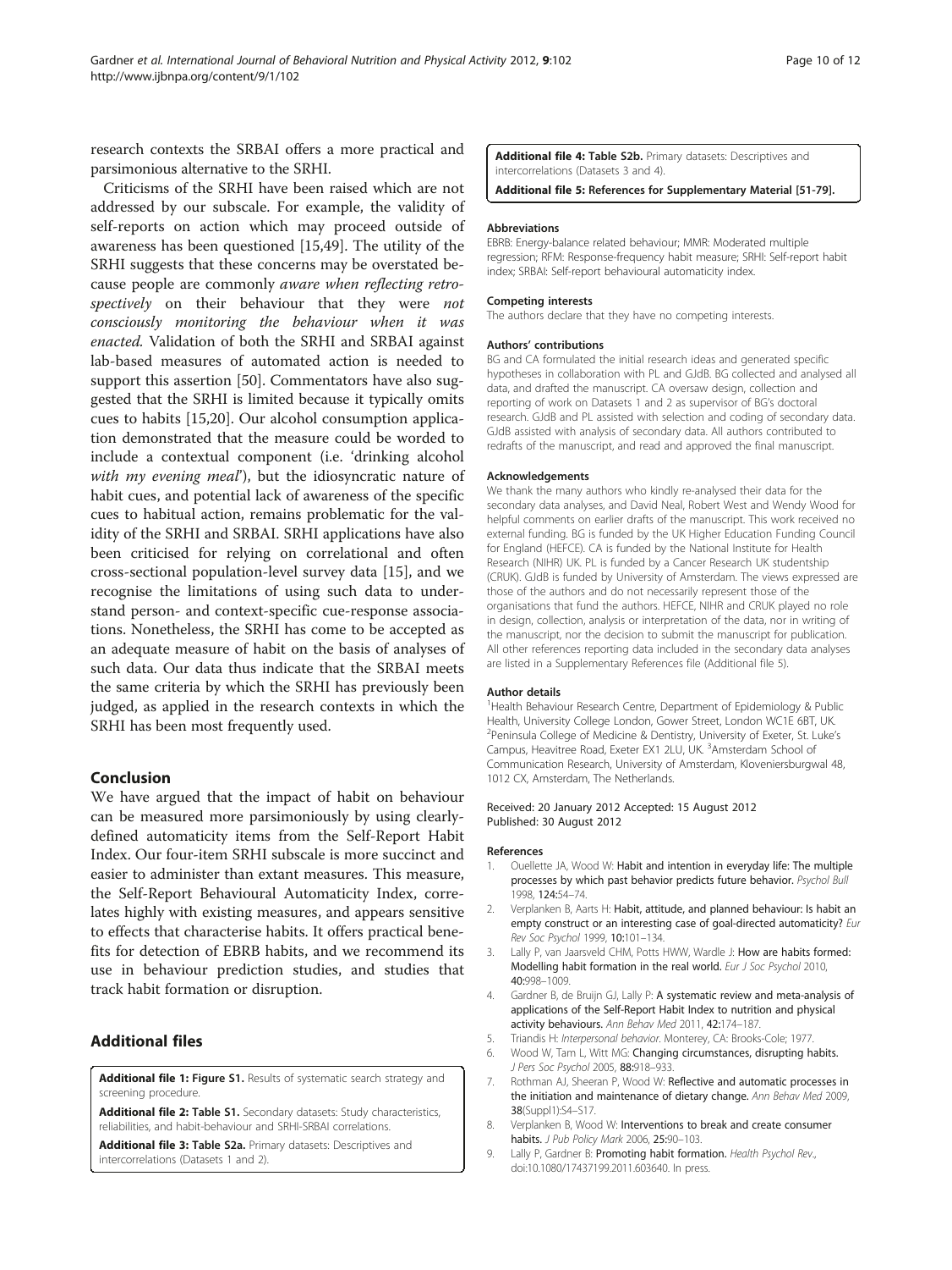research contexts the SRBAI offers a more practical and parsimonious alternative to the SRHI.

Criticisms of the SRHI have been raised which are not addressed by our subscale. For example, the validity of self-reports on action which may proceed outside of awareness has been questioned [15,49]. The utility of the SRHI suggests that these concerns may be overstated because people are commonly *aware when reflecting retrospectively* on their behaviour that they were *not consciously monitoring the behaviour when it was enacted.* Validation of both the SRHI and SRBAI against lab-based measures of automated action is needed to support this assertion [50]. Commentators have also suggested that the SRHI is limited because it typically omits cues to habits [15,20]. Our alcohol consumption application demonstrated that the measure could be worded to include a contextual component (i.e. 'drinking alcohol *with my evening meal*'), but the idiosyncratic nature of habit cues, and potential lack of awareness of the specific cues to habitual action, remains problematic for the validity of the SRHI and SRBAI. SRHI applications have also been criticised for relying on correlational and often cross-sectional population-level survey data [15], and we recognise the limitations of using such data to understand person- and context-specific cue-response associations. Nonetheless, the SRHI has come to be accepted as an adequate measure of habit on the basis of analyses of such data. Our data thus indicate that the SRBAI meets the same criteria by which the SRHI has previously been judged, as applied in the research contexts in which the SRHI has been most frequently used.

## Conclusion

We have argued that the impact of habit on behaviour can be measured more parsimoniously by using clearly-defined automaticity items from the Self-Report Habit Index. Our four-item SRHI subscale is more succinct and easier to administer than extant measures. This measure, the Self-Report Behavioural Automaticity Index, correlates highly with existing measures, and appears sensitive to effects that characterise habits. It offers practical benefits for detection of EBRB habits, and we recommend its use in behaviour prediction studies, and studies that track habit formation or disruption.

## Additional files

**Additional file 1: Figure S1.** Results of systematic search strategy and screening procedure.

**Additional file 2: Table S1.** Secondary datasets: Study characteristics, reliabilities, and habit-behaviour and SRHI-SRBAI correlations.

**Additional file 3: Table S2a.** Primary datasets: Descriptives and intercorrelations (Datasets 1 and 2).

**Additional file 4: Table S2b.** Primary datasets: Descriptives and intercorrelations (Datasets 3 and 4).

**Additional file 5: References for Supplementary Material [51-79].**

### Abbreviations

EBRB: Energy-balance related behaviour; MMR: Moderated multiple regression; RFM: Response-frequency habit measure; SRHI: Self-report habit index; SRBAI: Self-report behavioural automaticity index.

### Competing interests

The authors declare that they have no competing interests.

### Authors' contributions

BG and CA formulated the initial research ideas and generated specific hypotheses in collaboration with PL and GJdB. BG collected and analysed all data, and drafted the manuscript. CA oversaw design, collection and reporting of work on Datasets 1 and 2 as supervisor of BG's doctoral research. GJdB and PL assisted with selection and coding of secondary data. GJdB assisted with analysis of secondary data. All authors contributed to redrafts of the manuscript, and read and approved the final manuscript.

### Acknowledgements

We thank the many authors who kindly re-analysed their data for the secondary data analyses, and David Neal, Robert West and Wendy Wood for helpful comments on earlier drafts of the manuscript. This work received no external funding. BG is funded by the UK Higher Education Funding Council for England (HEFCE). CA is funded by the National Institute for Health Research (NIHR) UK. PL is funded by a Cancer Research UK studentship (CRUK). GJdB is funded by University of Amsterdam. The views expressed are those of the authors and do not necessarily represent those of the organisations that fund the authors. HEFCE, NIHR and CRUK played no role in design, collection, analysis or interpretation of the data, nor in writing of the manuscript, nor the decision to submit the manuscript for publication. All other references reporting data included in the secondary data analyses are listed in a Supplementary References file (Additional file 5).

### Author details

[1]Health Behaviour Research Centre, Department of Epidemiology & Public Health, University College London, Gower Street, London WC1E 6BT, UK. [2]Peninsula College of Medicine & Dentistry, University of Exeter, St. Luke's Campus, Heavitree Road, Exeter EX1 2LU, UK. [3]Amsterdam School of Communication Research, University of Amsterdam, Kloveniersburgwal 48, 1012 CX, Amsterdam, The Netherlands.

Received: 20 January 2012 Accepted: 15 August 2012
Published: 30 August 2012

### References

1. Ouellette JA, Wood W: **Habit and intention in everyday life: The multiple processes by which past behavior predicts future behavior.** *Psychol Bull* 1998, **124:**54–74.
2. Verplanken B, Aarts H: **Habit, attitude, and planned behaviour: Is habit an empty construct or an interesting case of goal-directed automaticity?** *Eur Rev Soc Psychol* 1999, **10:**101–134.
3. Lally P, van Jaarsveld CHM, Potts HWW, Wardle J: **How are habits formed: Modelling habit formation in the real world.** *Eur J Soc Psychol* 2010, **40:**998–1009.
4. Gardner B, de Bruijn GJ, Lally P: **A systematic review and meta-analysis of applications of the Self-Report Habit Index to nutrition and physical activity behaviours.** *Ann Behav Med* 2011, **42:**174–187.
5. Triandis H: *Interpersonal behavior.* Monterey, CA: Brooks-Cole; 1977.
6. Wood W, Tam L, Witt MG: **Changing circumstances, disrupting habits.** *J Pers Soc Psychol* 2005, **88:**918–933.
7. Rothman AJ, Sheeran P, Wood W: **Reflective and automatic processes in the initiation and maintenance of dietary change.** *Ann Behav Med* 2009, **38**(Suppl1):S4–S17.
8. Verplanken B, Wood W: **Interventions to break and create consumer habits.** *J Pub Policy Mark* 2006, **25:**90–103.
9. Lally P, Gardner B: **Promoting habit formation.** *Health Psychol Rev.*, doi:10.1080/17437199.2011.603640. In press.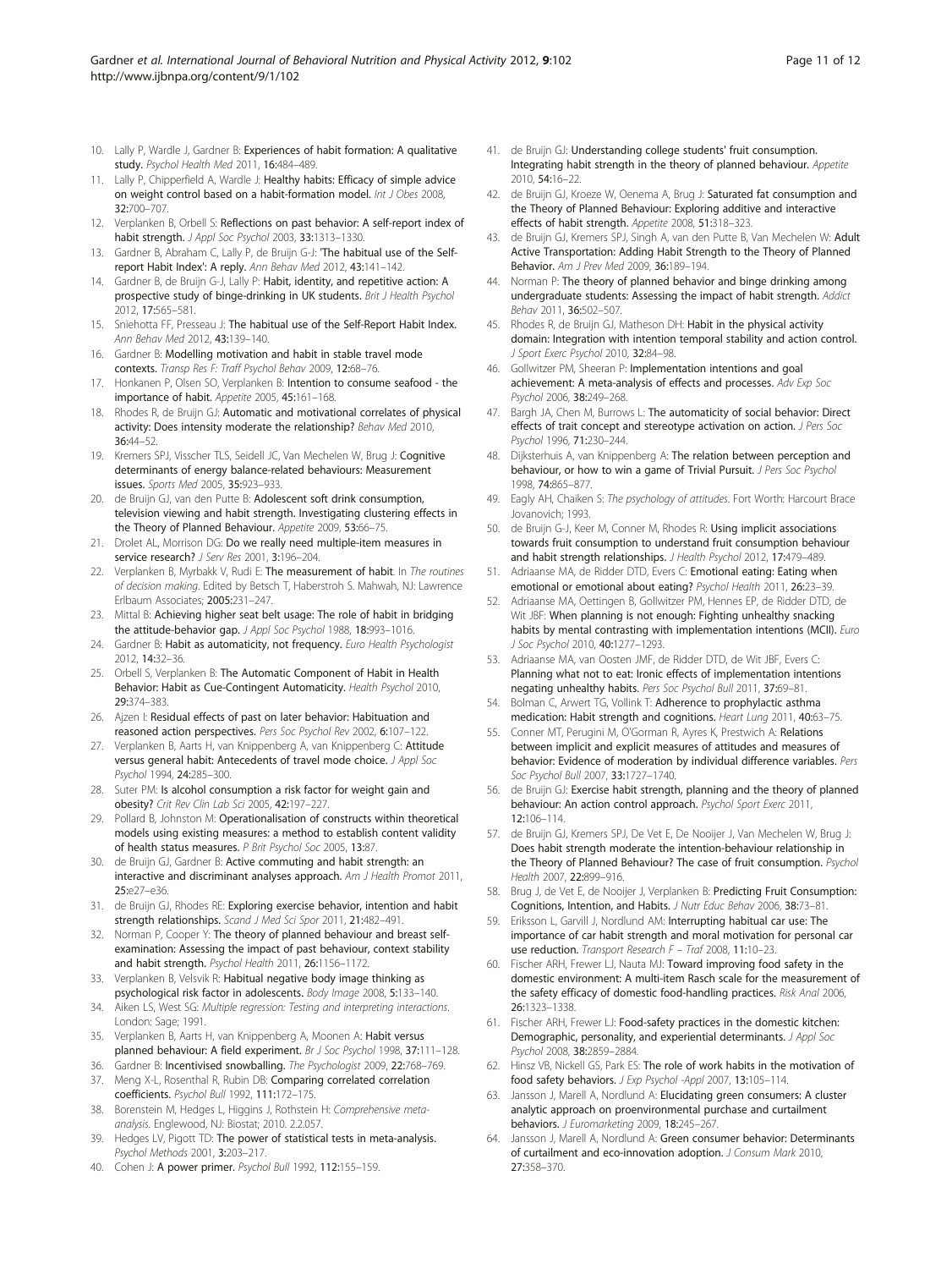10. Lally P, Wardle J, Gardner B: **Experiences of habit formation: A qualitative study.** *Psychol Health Med* 2011, **16:**484–489.
11. Lally P, Chipperfield A, Wardle J: **Healthy habits: Efficacy of simple advice on weight control based on a habit-formation model.** *Int J Obes* 2008, **32:**700–707.
12. Verplanken B, Orbell S: **Reflections on past behavior: A self-report index of habit strength.** *J Appl Soc Psychol* 2003, **33:**1313–1330.
13. Gardner B, Abraham C, Lally P, de Bruijn G-J: **'The habitual use of the Self-report Habit Index': A reply.** *Ann Behav Med* 2012, **43:**141–142.
14. Gardner B, de Bruijn G-J, Lally P: **Habit, identity, and repetitive action: A prospective study of binge-drinking in UK students.** *Brit J Health Psychol* 2012, **17:**565–581.
15. Sniehotta FF, Presseau J: **The habitual use of the Self-Report Habit Index.** *Ann Behav Med* 2012, **43:**139–140.
16. Gardner B: **Modelling motivation and habit in stable travel mode contexts.** *Transp Res F: Traff Psychol Behav* 2009, **12:**68–76.
17. Honkanen P, Olsen SO, Verplanken B: **Intention to consume seafood - the importance of habit.** *Appetite* 2005, **45:**161–168.
18. Rhodes R, de Bruijn GJ: **Automatic and motivational correlates of physical activity: Does intensity moderate the relationship?** *Behav Med* 2010, **36:**44–52.
19. Kremers SPJ, Visscher TLS, Seidell JC, Van Mechelen W, Brug J: **Cognitive determinants of energy balance-related behaviours: Measurement issues.** *Sports Med* 2005, **35:**923–933.
20. de Bruijn GJ, van den Putte B: **Adolescent soft drink consumption, television viewing and habit strength. Investigating clustering effects in the Theory of Planned Behaviour.** *Appetite* 2009, **53:**66–75.
21. Drolet AL, Morrison DG: **Do we really need multiple-item measures in service research?** *J Serv Res* 2001, **3:**196–204.
22. Verplanken B, Myrbakk V, Rudi E: **The measurement of habit**. In *The routines of decision making*. Edited by Betsch T, Haberstroh S. Mahwah, NJ: Lawrence Erlbaum Associates; 2005:231–247.
23. Mittal B: **Achieving higher seat belt usage: The role of habit in bridging the attitude-behavior gap.** *J Appl Soc Psychol* 1988, **18:**993–1016.
24. Gardner B: **Habit as automaticity, not frequency.** *Euro Health Psychologist* 2012, **14:**32–36.
25. Orbell S, Verplanken B: **The Automatic Component of Habit in Health Behavior: Habit as Cue-Contingent Automaticity.** *Health Psychol* 2010, **29:**374–383.
26. Ajzen I: **Residual effects of past on later behavior: Habituation and reasoned action perspectives.** *Pers Soc Psychol Rev* 2002, **6:**107–122.
27. Verplanken B, Aarts H, van Knippenberg A, van Knippenberg C: **Attitude versus general habit: Antecedents of travel mode choice.** *J Appl Soc Psychol* 1994, **24:**285–300.
28. Suter PM: **Is alcohol consumption a risk factor for weight gain and obesity?** *Crit Rev Clin Lab Sci* 2005, **42:**197–227.
29. Pollard B, Johnston M: **Operationalisation of constructs within theoretical models using existing measures: a method to establish content validity of health status measures.** *P Brit Psychol Soc* 2005, **13:**87.
30. de Bruijn GJ, Gardner B: **Active commuting and habit strength: an interactive and discriminant analyses approach.** *Am J Health Promot* 2011, **25:**e27–e36.
31. de Bruijn GJ, Rhodes RE: **Exploring exercise behavior, intention and habit strength relationships.** *Scand J Med Sci Spor* 2011, **21:**482–491.
32. Norman P, Cooper Y: **The theory of planned behaviour and breast self-examination: Assessing the impact of past behaviour, context stability and habit strength.** *Psychol Health* 2011, **26:**1156–1172.
33. Verplanken B, Velsvik R: **Habitual negative body image thinking as psychological risk factor in adolescents.** *Body Image* 2008, **5:**133–140.
34. Aiken LS, West SG: *Multiple regression: Testing and interpreting interactions*. London: Sage; 1991.
35. Verplanken B, Aarts H, van Knippenberg A, Moonen A: **Habit versus planned behaviour: A field experiment.** *Br J Soc Psychol* 1998, **37:**111–128.
36. Gardner B: **Incentivised snowballing.** *The Psychologist* 2009, **22:**768–769.
37. Meng X-L, Rosenthal R, Rubin DB: **Comparing correlated correlation coefficients.** *Psychol Bull* 1992, **111:**172–175.
38. Borenstein M, Hedges L, Higgins J, Rothstein H: *Comprehensive meta-analysis*. Englewood, NJ: Biostat; 2010. 2.2.057.
39. Hedges LV, Pigott TD: **The power of statistical tests in meta-analysis.** *Psychol Methods* 2001, **3:**203–217.
40. Cohen J: **A power primer.** *Psychol Bull* 1992, **112:**155–159.
41. de Bruijn GJ: **Understanding college students' fruit consumption. Integrating habit strength in the theory of planned behaviour.** *Appetite* 2010, **54:**16–22.
42. de Bruijn GJ, Kroeze W, Oenema A, Brug J: **Saturated fat consumption and the Theory of Planned Behaviour: Exploring additive and interactive effects of habit strength.** *Appetite* 2008, **51:**318–323.
43. de Bruijn GJ, Kremers SPJ, Singh A, van den Putte B, Van Mechelen W: **Adult Active Transportation: Adding Habit Strength to the Theory of Planned Behavior.** *Am J Prev Med* 2009, **36:**189–194.
44. Norman P: **The theory of planned behavior and binge drinking among undergraduate students: Assessing the impact of habit strength.** *Addict Behav* 2011, **36:**502–507.
45. Rhodes R, de Bruijn GJ, Matheson DH: **Habit in the physical activity domain: Integration with intention temporal stability and action control.** *J Sport Exerc Psychol* 2010, **32:**84–98.
46. Gollwitzer PM, Sheeran P: **Implementation intentions and goal achievement: A meta-analysis of effects and processes.** *Adv Exp Soc Psychol* 2006, **38:**249–268.
47. Bargh JA, Chen M, Burrows L: **The automaticity of social behavior: Direct effects of trait concept and stereotype activation on action.** *J Pers Soc Psychol* 1996, **71:**230–244.
48. Dijksterhuis A, van Knippenberg A: **The relation between perception and behaviour, or how to win a game of Trivial Pursuit.** *J Pers Soc Psychol* 1998, **74:**865–877.
49. Eagly AH, Chaiken S: *The psychology of attitudes*. Fort Worth: Harcourt Brace Jovanovich; 1993.
50. de Bruijn G-J, Keer M, Conner M, Rhodes R: **Using implicit associations towards fruit consumption to understand fruit consumption behaviour and habit strength relationships.** *J Health Psychol* 2012, **17:**479–489.
51. Adriaanse MA, de Ridder DTD, Evers C: **Emotional eating: Eating when emotional or emotional about eating?** *Psychol Health* 2011, **26:**23–39.
52. Adriaanse MA, Oettingen B, Gollwitzer PM, Hennes EP, de Ridder DTD, de Wit JBF: **When planning is not enough: Fighting unhealthy snacking habits by mental contrasting with implementation intentions (MCII).** *Euro J Soc Psychol* 2010, **40:**1277–1293.
53. Adriaanse MA, van Oosten JMF, de Ridder DTD, de Wit JBF, Evers C: **Planning what not to eat: Ironic effects of implementation intentions negating unhealthy habits.** *Pers Soc Psychol Bull* 2011, **37:**69–81.
54. Bolman C, Arwert TG, Vollink T: **Adherence to prophylactic asthma medication: Habit strength and cognitions.** *Heart Lung* 2011, **40:**63–75.
55. Conner MT, Perugini M, O'Gorman R, Ayres K, Prestwich A: **Relations between implicit and explicit measures of attitudes and measures of behavior: Evidence of moderation by individual difference variables.** *Pers Soc Psychol Bull* 2007, **33:**1727–1740.
56. de Bruijn GJ: **Exercise habit strength, planning and the theory of planned behaviour: An action control approach.** *Psychol Sport Exerc* 2011, **12:**106–114.
57. de Bruijn GJ, Kremers SPJ, De Vet E, De Nooijer J, Van Mechelen W, Brug J: **Does habit strength moderate the intention-behaviour relationship in the Theory of Planned Behaviour? The case of fruit consumption.** *Psychol Health* 2007, **22:**899–916.
58. Brug J, de Vet E, de Nooijer J, Verplanken B: **Predicting Fruit Consumption: Cognitions, Intention, and Habits.** *J Nutr Educ Behav* 2006, **38:**73–81.
59. Eriksson L, Garvill J, Nordlund AM: **Interrupting habitual car use: The importance of car habit strength and moral motivation for personal car use reduction.** *Transport Research F – Traf* 2008, **11:**10–23.
60. Fischer ARH, Frewer LJ, Nauta MJ: **Toward improving food safety in the domestic environment: A multi-item Rasch scale for the measurement of the safety efficacy of domestic food-handling practices.** *Risk Anal* 2006, **26:**1323–1338.
61. Fischer ARH, Frewer LJ: **Food-safety practices in the domestic kitchen: Demographic, personality, and experiential determinants.** *J Appl Soc Psychol* 2008, **38:**2859–2884.
62. Hinsz VB, Nickell GS, Park ES: **The role of work habits in the motivation of food safety behaviors.** *J Exp Psychol -Appl* 2007, **13:**105–114.
63. Jansson J, Marell A, Nordlund A: **Elucidating green consumers: A cluster analytic approach on proenvironmental purchase and curtailment behaviors.** *J Euromarketing* 2009, **18:**245–267.
64. Jansson J, Marell A, Nordlund A: **Green consumer behavior: Determinants of curtailment and eco-innovation adoption.** *J Consum Mark* 2010, **27:**358–370.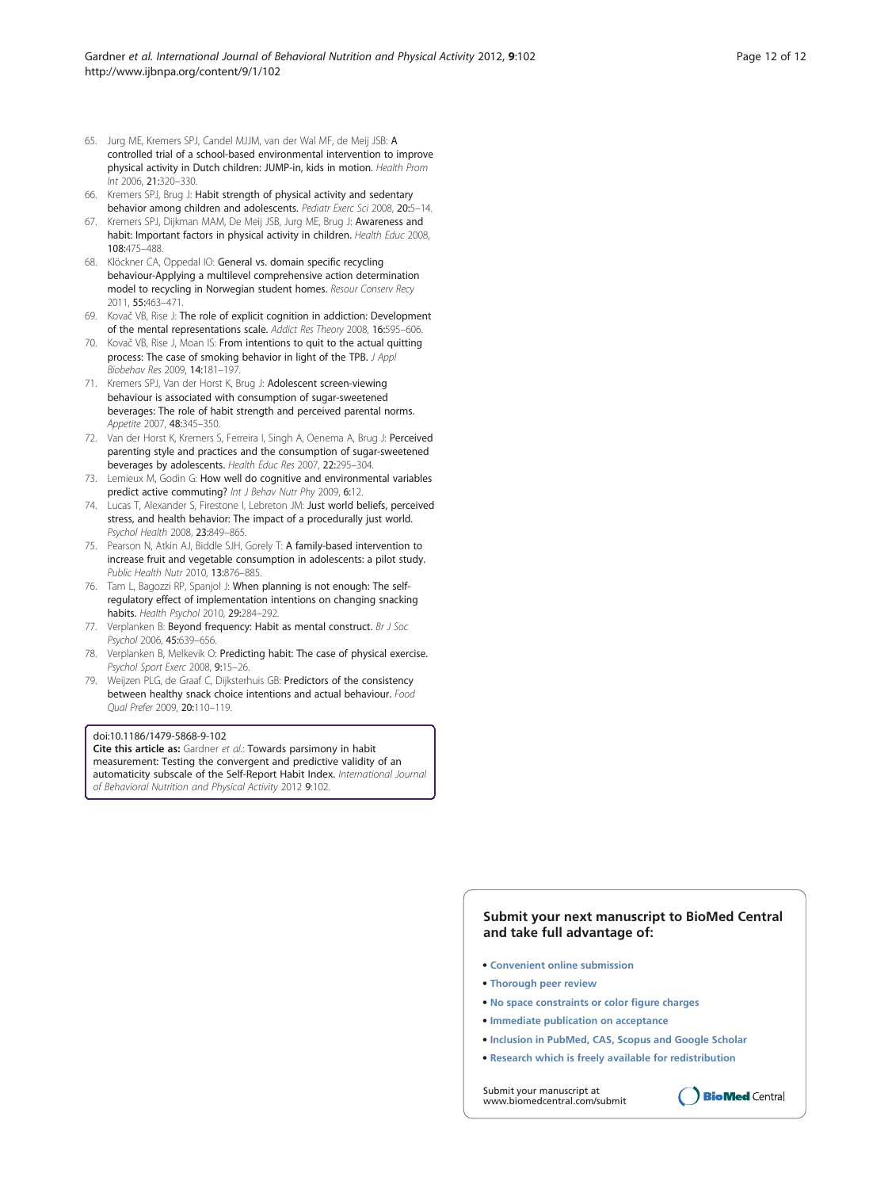65. Jurg ME, Kremers SPJ, Candel MJJM, van der Wal MF, de Meij JSB: **A controlled trial of a school-based environmental intervention to improve physical activity in Dutch children: JUMP-in, kids in motion.** *Health Prom Int* 2006, **21:**320–330.
66. Kremers SPJ, Brug J: **Habit strength of physical activity and sedentary behavior among children and adolescents.** *Pediatr Exerc Sci* 2008, **20:**5–14.
67. Kremers SPJ, Dijkman MAM, De Meij JSB, Jurg ME, Brug J: **Awareness and habit: Important factors in physical activity in children.** *Health Educ* 2008, **108:**475–488.
68. Klöckner CA, Oppedal IO: **General vs. domain specific recycling behaviour-Applying a multilevel comprehensive action determination model to recycling in Norwegian student homes.** *Resour Conserv Recy* 2011, **55:**463–471.
69. Kovač VB, Rise J: **The role of explicit cognition in addiction: Development of the mental representations scale.** *Addict Res Theory* 2008, **16:**595–606.
70. Kovač VB, Rise J, Moan IS: **From intentions to quit to the actual quitting process: The case of smoking behavior in light of the TPB.** *J Appl Biobehav Res* 2009, **14:**181–197.
71. Kremers SPJ, Van der Horst K, Brug J: **Adolescent screen-viewing behaviour is associated with consumption of sugar-sweetened beverages: The role of habit strength and perceived parental norms.** *Appetite* 2007, **48:**345–350.
72. Van der Horst K, Kremers S, Ferreira I, Singh A, Oenema A, Brug J: **Perceived parenting style and practices and the consumption of sugar-sweetened beverages by adolescents.** *Health Educ Res* 2007, **22:**295–304.
73. Lemieux M, Godin G: **How well do cognitive and environmental variables predict active commuting?** *Int J Behav Nutr Phy* 2009, **6:**12.
74. Lucas T, Alexander S, Firestone I, Lebreton JM: **Just world beliefs, perceived stress, and health behavior: The impact of a procedurally just world.** *Psychol Health* 2008, **23:**849–865.
75. Pearson N, Atkin AJ, Biddle SJH, Gorely T: **A family-based intervention to increase fruit and vegetable consumption in adolescents: a pilot study.** *Public Health Nutr* 2010, **13:**876–885.
76. Tam L, Bagozzi RP, Spanjol J: **When planning is not enough: The self-regulatory effect of implementation intentions on changing snacking habits.** *Health Psychol* 2010, **29:**284–292.
77. Verplanken B: **Beyond frequency: Habit as mental construct.** *Br J Soc Psychol* 2006, **45:**639–656.
78. Verplanken B, Melkevik O: **Predicting habit: The case of physical exercise.** *Psychol Sport Exerc* 2008, **9:**15–26.
79. Weijzen PLG, de Graaf C, Dijksterhuis GB: **Predictors of the consistency between healthy snack choice intentions and actual behaviour.** *Food Qual Prefer* 2009, **20:**110–119.

doi:10.1186/1479-5868-9-102
**Cite this article as:** Gardner *et al.*: Towards parsimony in habit measurement: Testing the convergent and predictive validity of an automaticity subscale of the Self-Report Habit Index. *International Journal of Behavioral Nutrition and Physical Activity* 2012 **9**:102.

**Submit your next manuscript to BioMed Central and take full advantage of:**

- **Convenient online submission**
- **Thorough peer review**
- **No space constraints or color figure charges**
- **Immediate publication on acceptance**
- **Inclusion in PubMed, CAS, Scopus and Google Scholar**
- **Research which is freely available for redistribution**

Submit your manuscript at
www.biomedcentral.com/submit

BioMed Central